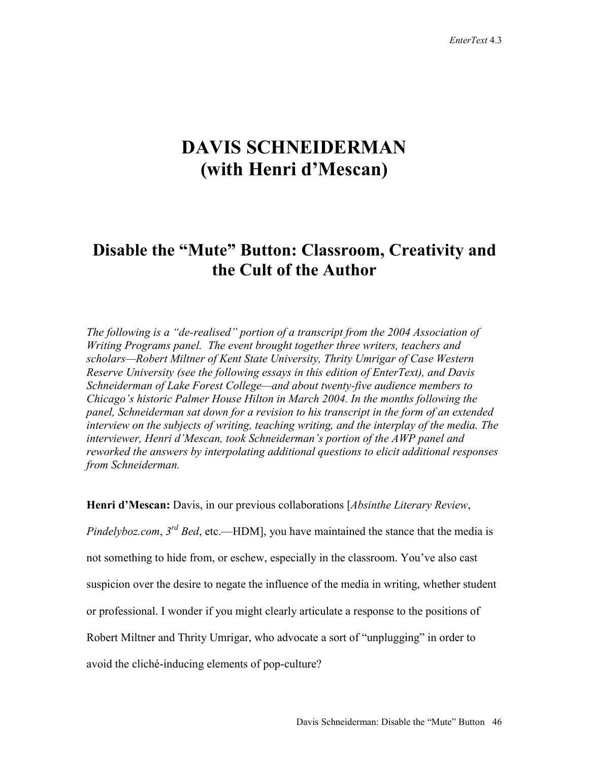# DAVIS SCHNEIDERMAN
# (with Henri d'Mescan)

## Disable the "Mute" Button: Classroom, Creativity and the Cult of the Author

*The following is a "de-realised" portion of a transcript from the 2004 Association of Writing Programs panel. The event brought together three writers, teachers and scholars—Robert Miltner of Kent State University, Thrity Umrigar of Case Western Reserve University (see the following essays in this edition of EnterText), and Davis Schneiderman of Lake Forest College—and about twenty-five audience members to Chicago's historic Palmer House Hilton in March 2004. In the months following the panel, Schneiderman sat down for a revision to his transcript in the form of an extended interview on the subjects of writing, teaching writing, and the interplay of the media. The interviewer, Henri d'Mescan, took Schneiderman's portion of the AWP panel and reworked the answers by interpolating additional questions to elicit additional responses from Schneiderman.*

**Henri d'Mescan:** Davis, in our previous collaborations [*Absinthe Literary Review*, *Pindelyboz.com*, *3rd Bed*, etc.—HDM], you have maintained the stance that the media is not something to hide from, or eschew, especially in the classroom. You've also cast suspicion over the desire to negate the influence of the media in writing, whether student or professional. I wonder if you might clearly articulate a response to the positions of Robert Miltner and Thrity Umrigar, who advocate a sort of "unplugging" in order to avoid the cliché-inducing elements of pop-culture?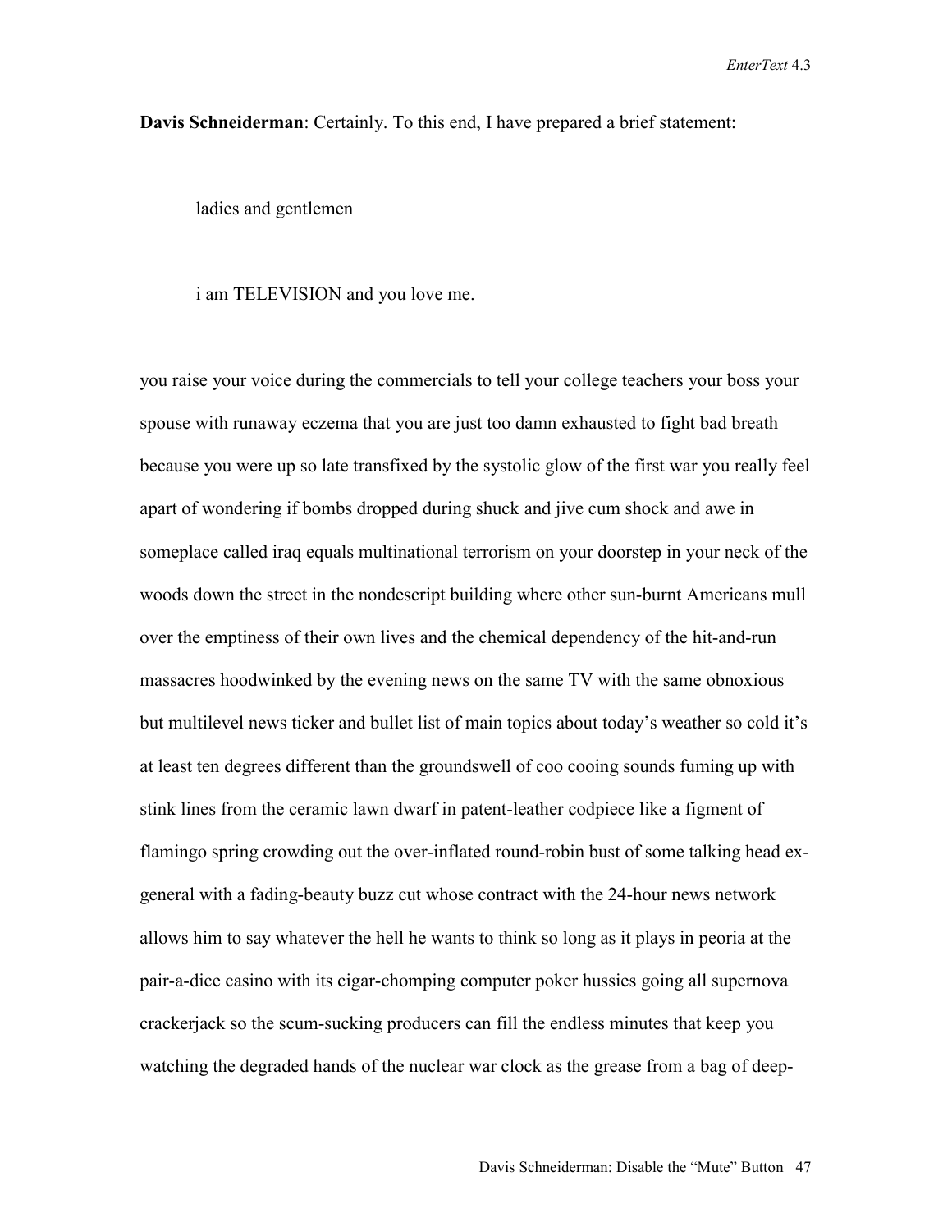**Davis Schneiderman**: Certainly. To this end, I have prepared a brief statement:

ladies and gentlemen

i am TELEVISION and you love me.

you raise your voice during the commercials to tell your college teachers your boss your spouse with runaway eczema that you are just too damn exhausted to fight bad breath because you were up so late transfixed by the systolic glow of the first war you really feel apart of wondering if bombs dropped during shuck and jive cum shock and awe in someplace called iraq equals multinational terrorism on your doorstep in your neck of the woods down the street in the nondescript building where other sun-burnt Americans mull over the emptiness of their own lives and the chemical dependency of the hit-and-run massacres hoodwinked by the evening news on the same TV with the same obnoxious but multilevel news ticker and bullet list of main topics about today's weather so cold it's at least ten degrees different than the groundswell of coo cooing sounds fuming up with stink lines from the ceramic lawn dwarf in patent-leather codpiece like a figment of flamingo spring crowding out the over-inflated round-robin bust of some talking head ex-general with a fading-beauty buzz cut whose contract with the 24-hour news network allows him to say whatever the hell he wants to think so long as it plays in peoria at the pair-a-dice casino with its cigar-chomping computer poker hussies going all supernova crackerjack so the scum-sucking producers can fill the endless minutes that keep you watching the degraded hands of the nuclear war clock as the grease from a bag of deep-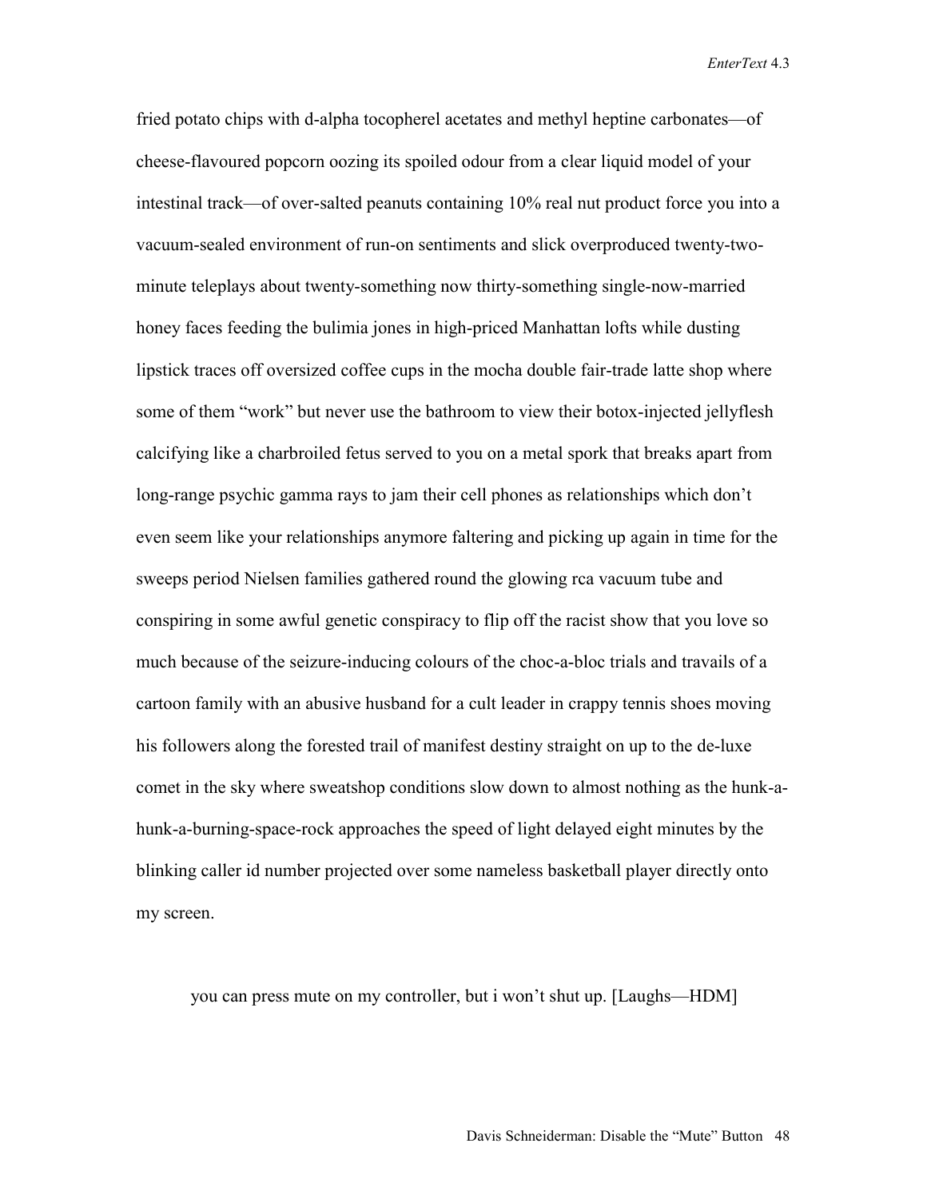fried potato chips with d-alpha tocopherel acetates and methyl heptine carbonates—of cheese-flavoured popcorn oozing its spoiled odour from a clear liquid model of your intestinal track—of over-salted peanuts containing 10% real nut product force you into a vacuum-sealed environment of run-on sentiments and slick overproduced twenty-two-minute teleplays about twenty-something now thirty-something single-now-married honey faces feeding the bulimia jones in high-priced Manhattan lofts while dusting lipstick traces off oversized coffee cups in the mocha double fair-trade latte shop where some of them "work" but never use the bathroom to view their botox-injected jellyflesh calcifying like a charbroiled fetus served to you on a metal spork that breaks apart from long-range psychic gamma rays to jam their cell phones as relationships which don't even seem like your relationships anymore faltering and picking up again in time for the sweeps period Nielsen families gathered round the glowing rca vacuum tube and conspiring in some awful genetic conspiracy to flip off the racist show that you love so much because of the seizure-inducing colours of the choc-a-bloc trials and travails of a cartoon family with an abusive husband for a cult leader in crappy tennis shoes moving his followers along the forested trail of manifest destiny straight on up to the de-luxe comet in the sky where sweatshop conditions slow down to almost nothing as the hunk-a-hunk-a-burning-space-rock approaches the speed of light delayed eight minutes by the blinking caller id number projected over some nameless basketball player directly onto my screen.

you can press mute on my controller, but i won't shut up. [Laughs—HDM]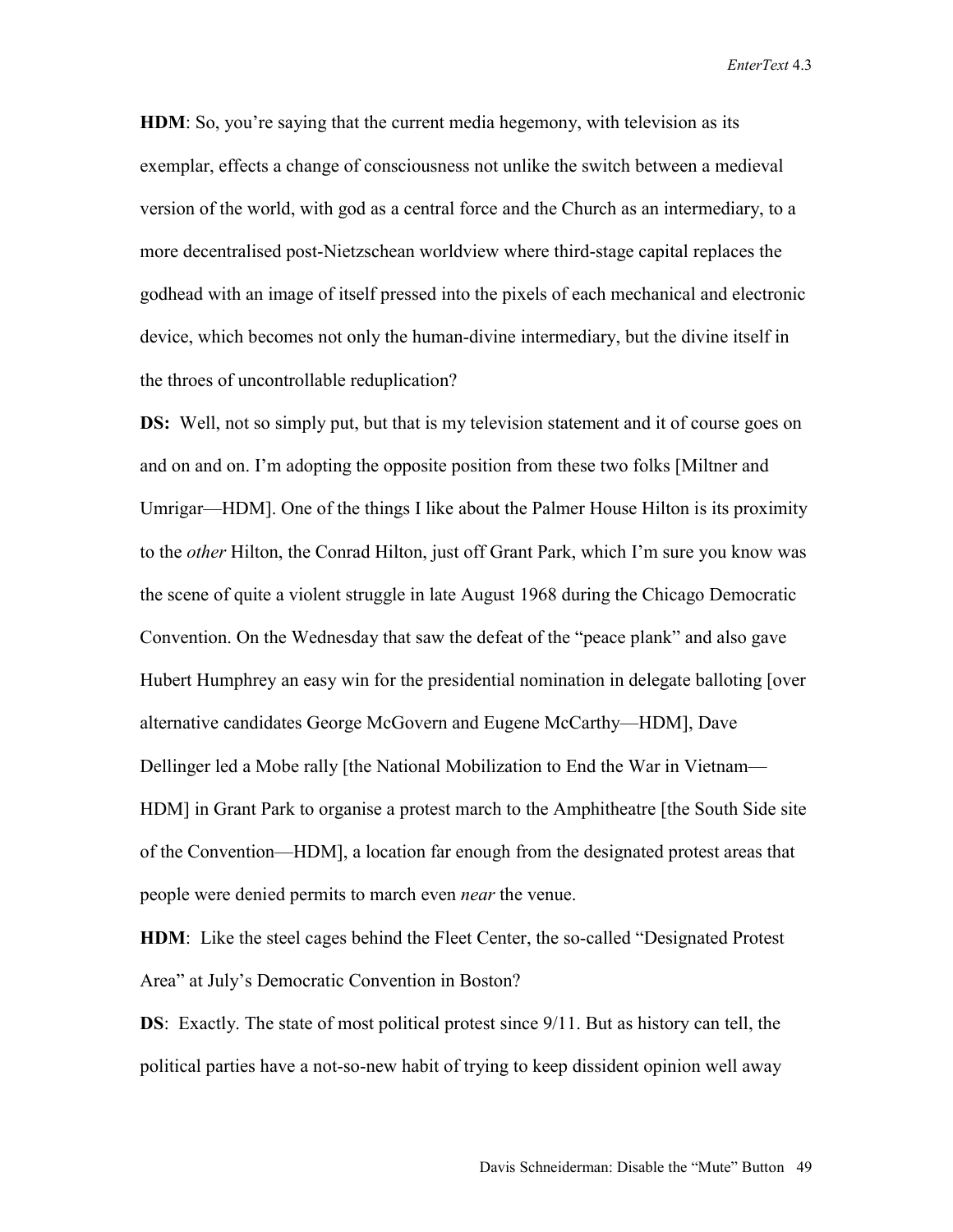**HDM**: So, you're saying that the current media hegemony, with television as its exemplar, effects a change of consciousness not unlike the switch between a medieval version of the world, with god as a central force and the Church as an intermediary, to a more decentralised post-Nietzschean worldview where third-stage capital replaces the godhead with an image of itself pressed into the pixels of each mechanical and electronic device, which becomes not only the human-divine intermediary, but the divine itself in the throes of uncontrollable reduplication?

**DS:** Well, not so simply put, but that is my television statement and it of course goes on and on and on. I'm adopting the opposite position from these two folks [Miltner and Umrigar—HDM]. One of the things I like about the Palmer House Hilton is its proximity to the *other* Hilton, the Conrad Hilton, just off Grant Park, which I'm sure you know was the scene of quite a violent struggle in late August 1968 during the Chicago Democratic Convention. On the Wednesday that saw the defeat of the "peace plank" and also gave Hubert Humphrey an easy win for the presidential nomination in delegate balloting [over alternative candidates George McGovern and Eugene McCarthy—HDM], Dave Dellinger led a Mobe rally [the National Mobilization to End the War in Vietnam—HDM] in Grant Park to organise a protest march to the Amphitheatre [the South Side site of the Convention—HDM], a location far enough from the designated protest areas that people were denied permits to march even *near* the venue.

**HDM**: Like the steel cages behind the Fleet Center, the so-called "Designated Protest Area" at July's Democratic Convention in Boston?

**DS**: Exactly. The state of most political protest since 9/11. But as history can tell, the political parties have a not-so-new habit of trying to keep dissident opinion well away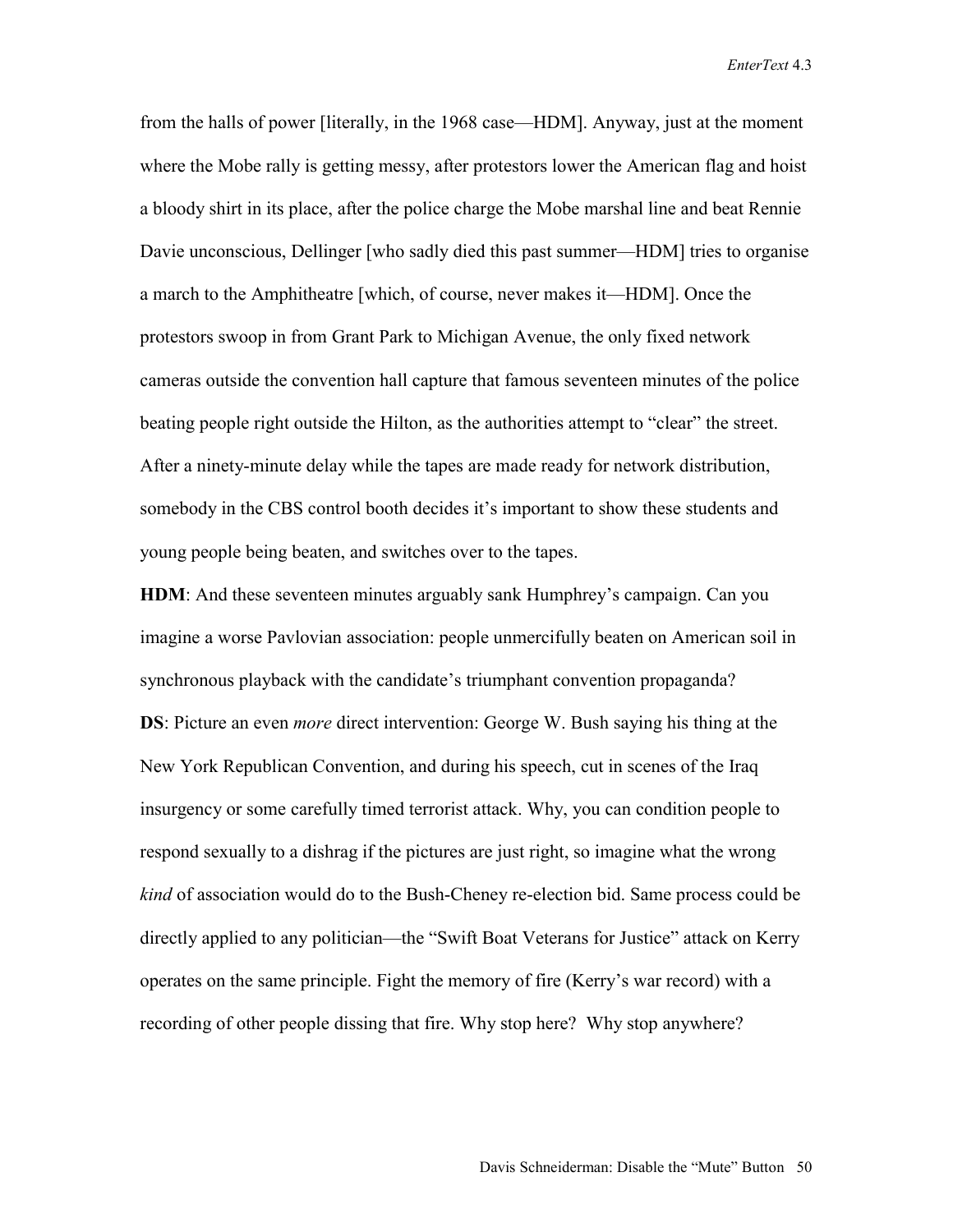from the halls of power [literally, in the 1968 case—HDM]. Anyway, just at the moment where the Mobe rally is getting messy, after protestors lower the American flag and hoist a bloody shirt in its place, after the police charge the Mobe marshal line and beat Rennie Davie unconscious, Dellinger [who sadly died this past summer—HDM] tries to organise a march to the Amphitheatre [which, of course, never makes it—HDM]. Once the protestors swoop in from Grant Park to Michigan Avenue, the only fixed network cameras outside the convention hall capture that famous seventeen minutes of the police beating people right outside the Hilton, as the authorities attempt to "clear" the street. After a ninety-minute delay while the tapes are made ready for network distribution, somebody in the CBS control booth decides it's important to show these students and young people being beaten, and switches over to the tapes.

**HDM**: And these seventeen minutes arguably sank Humphrey's campaign. Can you imagine a worse Pavlovian association: people unmercifully beaten on American soil in synchronous playback with the candidate's triumphant convention propaganda?

**DS**: Picture an even *more* direct intervention: George W. Bush saying his thing at the New York Republican Convention, and during his speech, cut in scenes of the Iraq insurgency or some carefully timed terrorist attack. Why, you can condition people to respond sexually to a dishrag if the pictures are just right, so imagine what the wrong *kind* of association would do to the Bush-Cheney re-election bid. Same process could be directly applied to any politician—the "Swift Boat Veterans for Justice" attack on Kerry operates on the same principle. Fight the memory of fire (Kerry's war record) with a recording of other people dissing that fire. Why stop here? Why stop anywhere?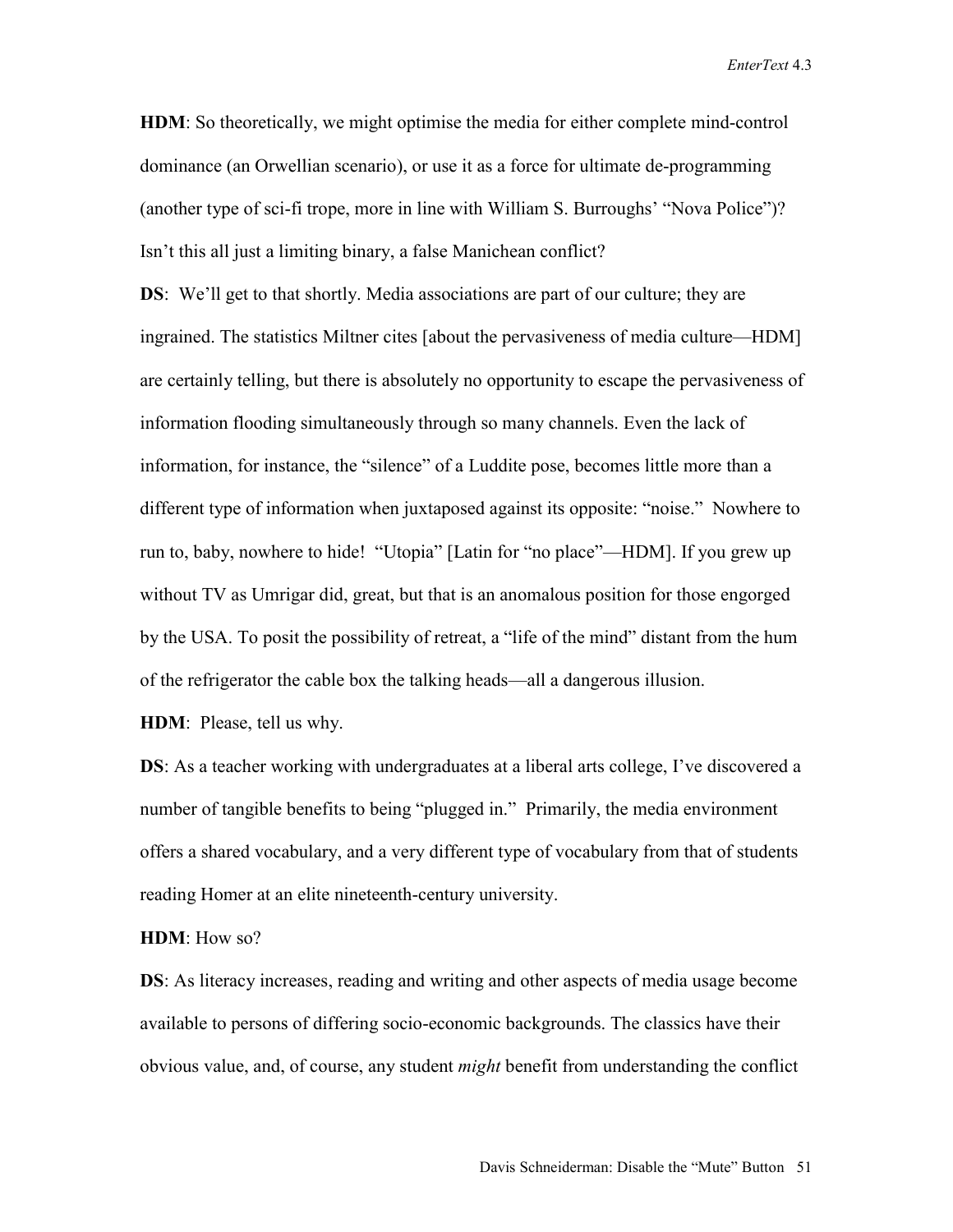**HDM**: So theoretically, we might optimise the media for either complete mind-control dominance (an Orwellian scenario), or use it as a force for ultimate de-programming (another type of sci-fi trope, more in line with William S. Burroughs' "Nova Police")? Isn't this all just a limiting binary, a false Manichean conflict?

**DS**: We'll get to that shortly. Media associations are part of our culture; they are ingrained. The statistics Miltner cites [about the pervasiveness of media culture—HDM] are certainly telling, but there is absolutely no opportunity to escape the pervasiveness of information flooding simultaneously through so many channels. Even the lack of information, for instance, the "silence" of a Luddite pose, becomes little more than a different type of information when juxtaposed against its opposite: "noise." Nowhere to run to, baby, nowhere to hide! "Utopia" [Latin for "no place"—HDM]. If you grew up without TV as Umrigar did, great, but that is an anomalous position for those engorged by the USA. To posit the possibility of retreat, a "life of the mind" distant from the hum of the refrigerator the cable box the talking heads—all a dangerous illusion.

**HDM**: Please, tell us why.

**DS**: As a teacher working with undergraduates at a liberal arts college, I've discovered a number of tangible benefits to being "plugged in." Primarily, the media environment offers a shared vocabulary, and a very different type of vocabulary from that of students reading Homer at an elite nineteenth-century university.

**HDM**: How so?

**DS**: As literacy increases, reading and writing and other aspects of media usage become available to persons of differing socio-economic backgrounds. The classics have their obvious value, and, of course, any student *might* benefit from understanding the conflict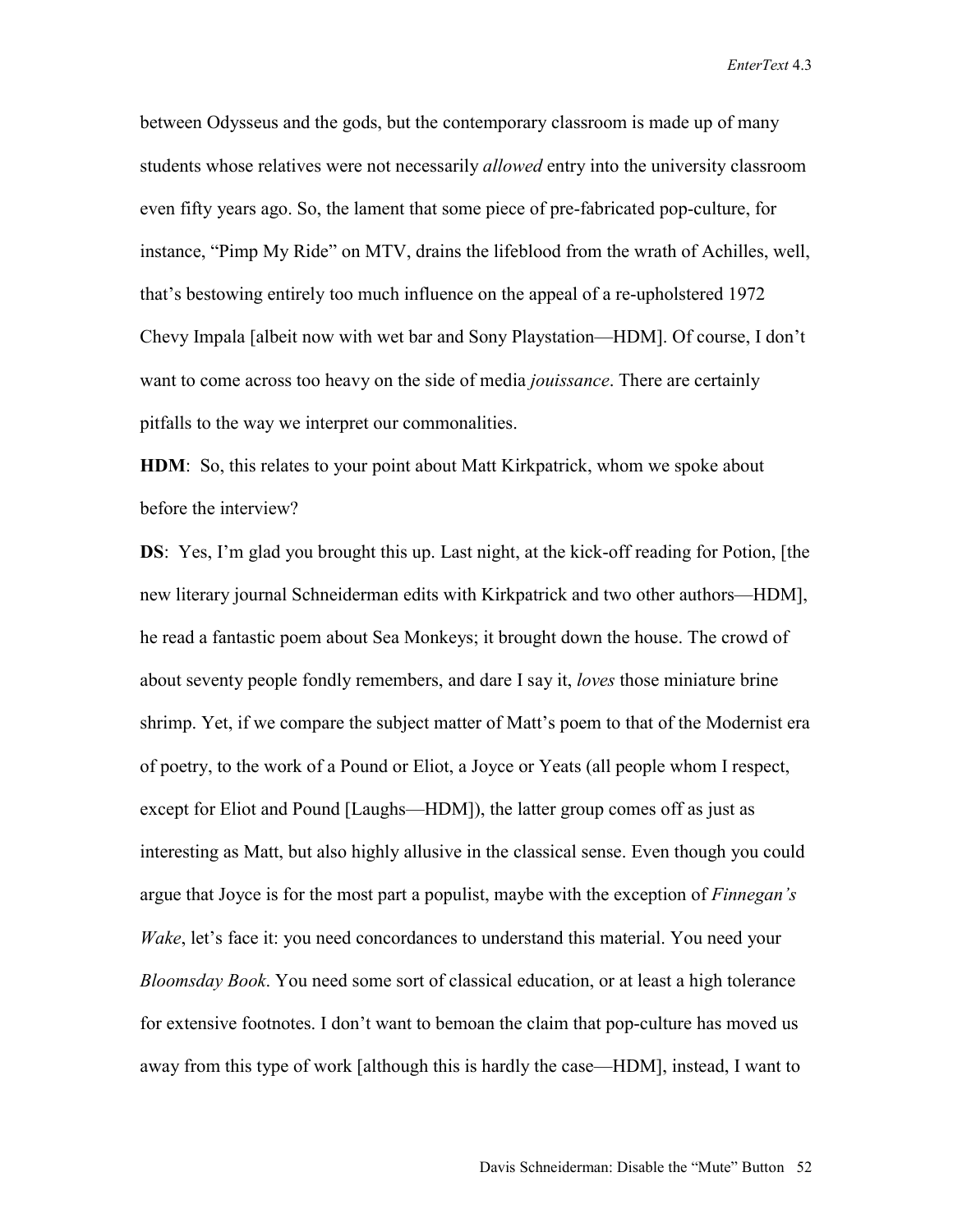between Odysseus and the gods, but the contemporary classroom is made up of many students whose relatives were not necessarily *allowed* entry into the university classroom even fifty years ago. So, the lament that some piece of pre-fabricated pop-culture, for instance, "Pimp My Ride" on MTV, drains the lifeblood from the wrath of Achilles, well, that's bestowing entirely too much influence on the appeal of a re-upholstered 1972 Chevy Impala [albeit now with wet bar and Sony Playstation—HDM]. Of course, I don't want to come across too heavy on the side of media *jouissance*. There are certainly pitfalls to the way we interpret our commonalities.

**HDM**: So, this relates to your point about Matt Kirkpatrick, whom we spoke about before the interview?

**DS**: Yes, I'm glad you brought this up. Last night, at the kick-off reading for Potion, [the new literary journal Schneiderman edits with Kirkpatrick and two other authors—HDM], he read a fantastic poem about Sea Monkeys; it brought down the house. The crowd of about seventy people fondly remembers, and dare I say it, *loves* those miniature brine shrimp. Yet, if we compare the subject matter of Matt's poem to that of the Modernist era of poetry, to the work of a Pound or Eliot, a Joyce or Yeats (all people whom I respect, except for Eliot and Pound [Laughs—HDM]), the latter group comes off as just as interesting as Matt, but also highly allusive in the classical sense. Even though you could argue that Joyce is for the most part a populist, maybe with the exception of *Finnegan's Wake*, let's face it: you need concordances to understand this material. You need your *Bloomsday Book*. You need some sort of classical education, or at least a high tolerance for extensive footnotes. I don't want to bemoan the claim that pop-culture has moved us away from this type of work [although this is hardly the case—HDM], instead, I want to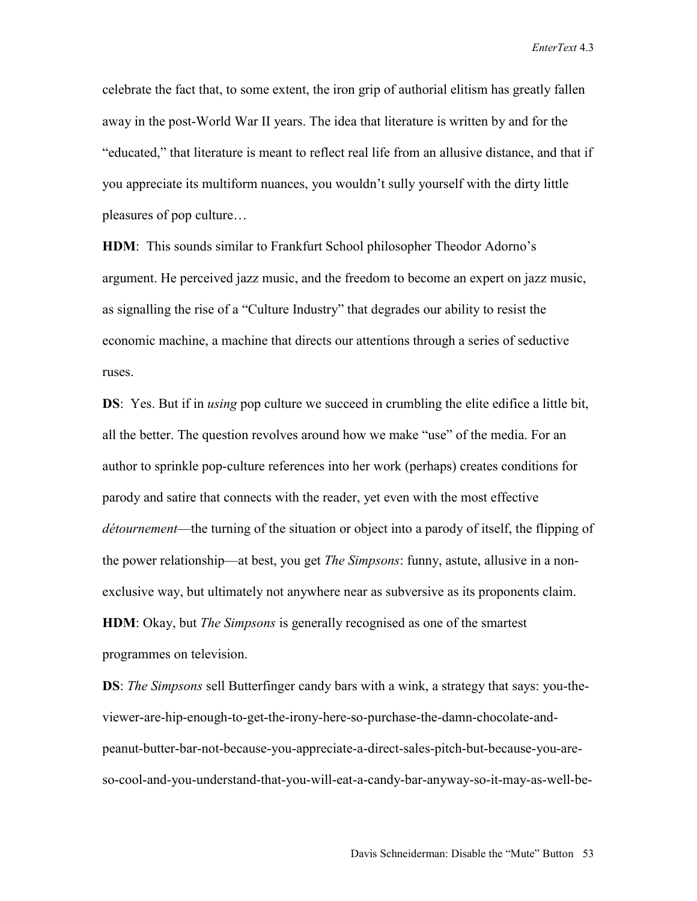celebrate the fact that, to some extent, the iron grip of authorial elitism has greatly fallen away in the post-World War II years. The idea that literature is written by and for the "educated," that literature is meant to reflect real life from an allusive distance, and that if you appreciate its multiform nuances, you wouldn't sully yourself with the dirty little pleasures of pop culture…

**HDM**: This sounds similar to Frankfurt School philosopher Theodor Adorno's argument. He perceived jazz music, and the freedom to become an expert on jazz music, as signalling the rise of a "Culture Industry" that degrades our ability to resist the economic machine, a machine that directs our attentions through a series of seductive ruses.

**DS**: Yes. But if in *using* pop culture we succeed in crumbling the elite edifice a little bit, all the better. The question revolves around how we make "use" of the media. For an author to sprinkle pop-culture references into her work (perhaps) creates conditions for parody and satire that connects with the reader, yet even with the most effective *détournement*—the turning of the situation or object into a parody of itself, the flipping of the power relationship—at best, you get *The Simpsons*: funny, astute, allusive in a non-exclusive way, but ultimately not anywhere near as subversive as its proponents claim.

**HDM**: Okay, but *The Simpsons* is generally recognised as one of the smartest programmes on television.

**DS**: *The Simpsons* sell Butterfinger candy bars with a wink, a strategy that says: you-the-viewer-are-hip-enough-to-get-the-irony-here-so-purchase-the-damn-chocolate-and-peanut-butter-bar-not-because-you-appreciate-a-direct-sales-pitch-but-because-you-are-so-cool-and-you-understand-that-you-will-eat-a-candy-bar-anyway-so-it-may-as-well-be-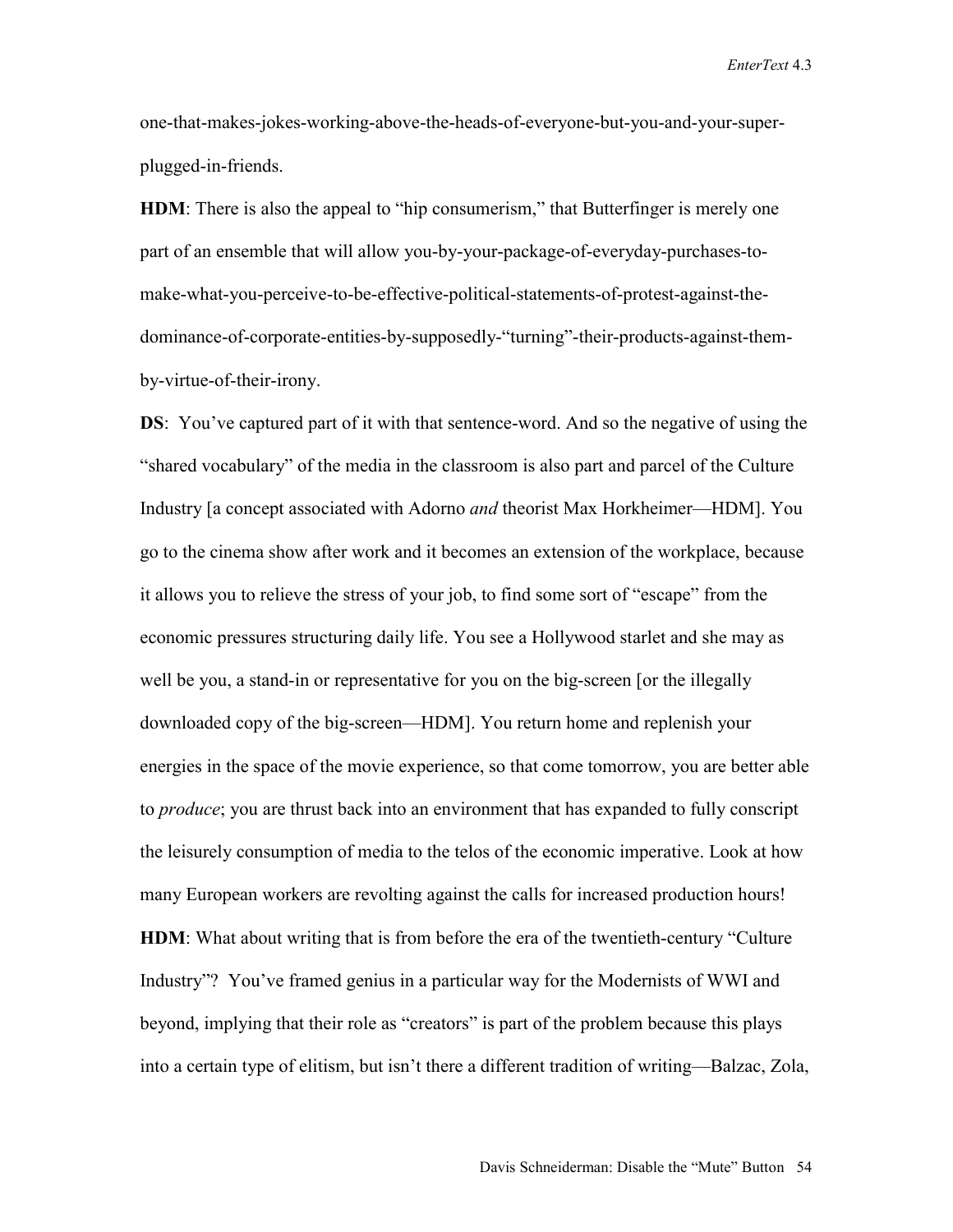one-that-makes-jokes-working-above-the-heads-of-everyone-but-you-and-your-super-plugged-in-friends.

**HDM**: There is also the appeal to "hip consumerism," that Butterfinger is merely one part of an ensemble that will allow you-by-your-package-of-everyday-purchases-to-make-what-you-perceive-to-be-effective-political-statements-of-protest-against-the-dominance-of-corporate-entities-by-supposedly-"turning"-their-products-against-them-by-virtue-of-their-irony.

**DS**: You've captured part of it with that sentence-word. And so the negative of using the "shared vocabulary" of the media in the classroom is also part and parcel of the Culture Industry [a concept associated with Adorno *and* theorist Max Horkheimer—HDM]. You go to the cinema show after work and it becomes an extension of the workplace, because it allows you to relieve the stress of your job, to find some sort of "escape" from the economic pressures structuring daily life. You see a Hollywood starlet and she may as well be you, a stand-in or representative for you on the big-screen [or the illegally downloaded copy of the big-screen—HDM]. You return home and replenish your energies in the space of the movie experience, so that come tomorrow, you are better able to *produce*; you are thrust back into an environment that has expanded to fully conscript the leisurely consumption of media to the telos of the economic imperative. Look at how many European workers are revolting against the calls for increased production hours!

**HDM**: What about writing that is from before the era of the twentieth-century "Culture Industry"? You've framed genius in a particular way for the Modernists of WWI and beyond, implying that their role as "creators" is part of the problem because this plays into a certain type of elitism, but isn't there a different tradition of writing—Balzac, Zola,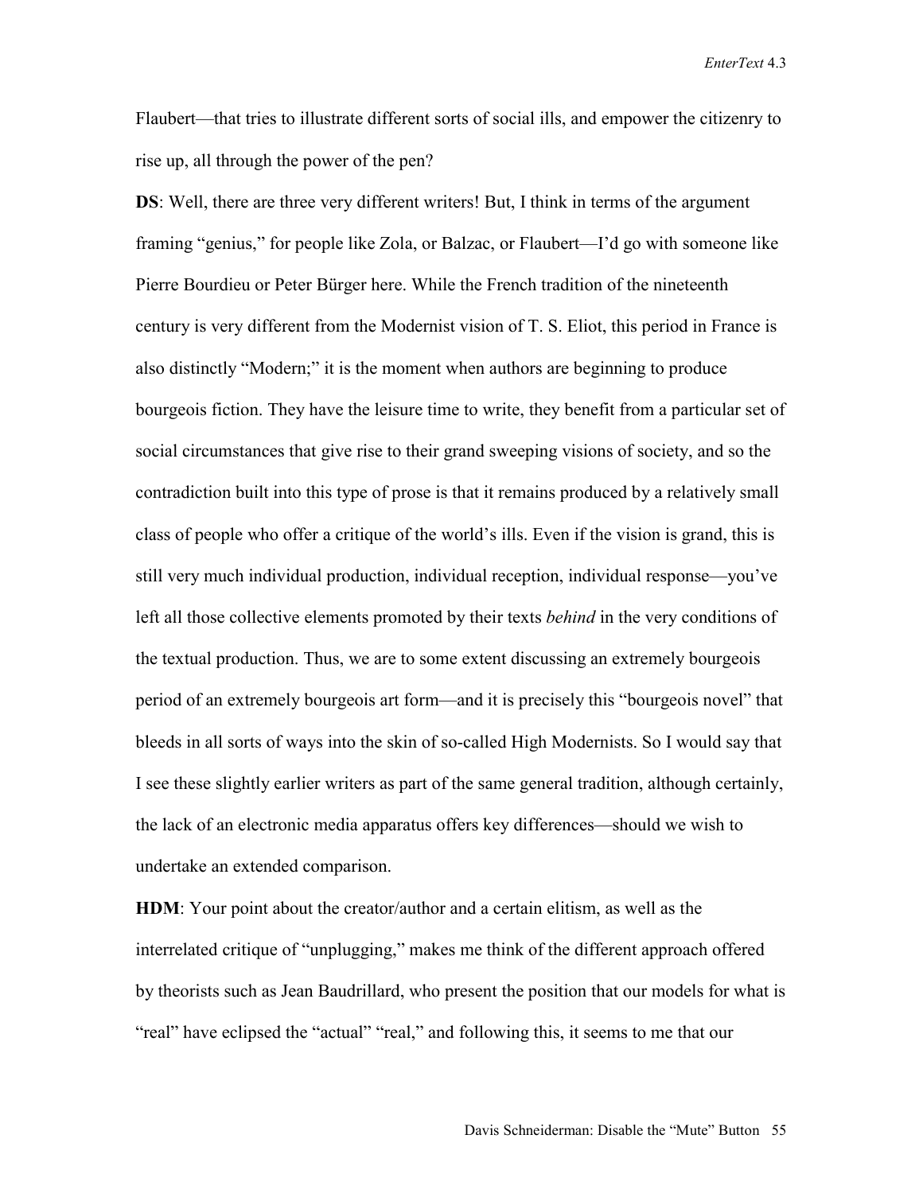Flaubert—that tries to illustrate different sorts of social ills, and empower the citizenry to rise up, all through the power of the pen?

**DS**: Well, there are three very different writers! But, I think in terms of the argument framing "genius," for people like Zola, or Balzac, or Flaubert—I'd go with someone like Pierre Bourdieu or Peter Bürger here. While the French tradition of the nineteenth century is very different from the Modernist vision of T. S. Eliot, this period in France is also distinctly "Modern;" it is the moment when authors are beginning to produce bourgeois fiction. They have the leisure time to write, they benefit from a particular set of social circumstances that give rise to their grand sweeping visions of society, and so the contradiction built into this type of prose is that it remains produced by a relatively small class of people who offer a critique of the world's ills. Even if the vision is grand, this is still very much individual production, individual reception, individual response—you've left all those collective elements promoted by their texts *behind* in the very conditions of the textual production. Thus, we are to some extent discussing an extremely bourgeois period of an extremely bourgeois art form—and it is precisely this "bourgeois novel" that bleeds in all sorts of ways into the skin of so-called High Modernists. So I would say that I see these slightly earlier writers as part of the same general tradition, although certainly, the lack of an electronic media apparatus offers key differences—should we wish to undertake an extended comparison.

**HDM**: Your point about the creator/author and a certain elitism, as well as the interrelated critique of "unplugging," makes me think of the different approach offered by theorists such as Jean Baudrillard, who present the position that our models for what is "real" have eclipsed the "actual" "real," and following this, it seems to me that our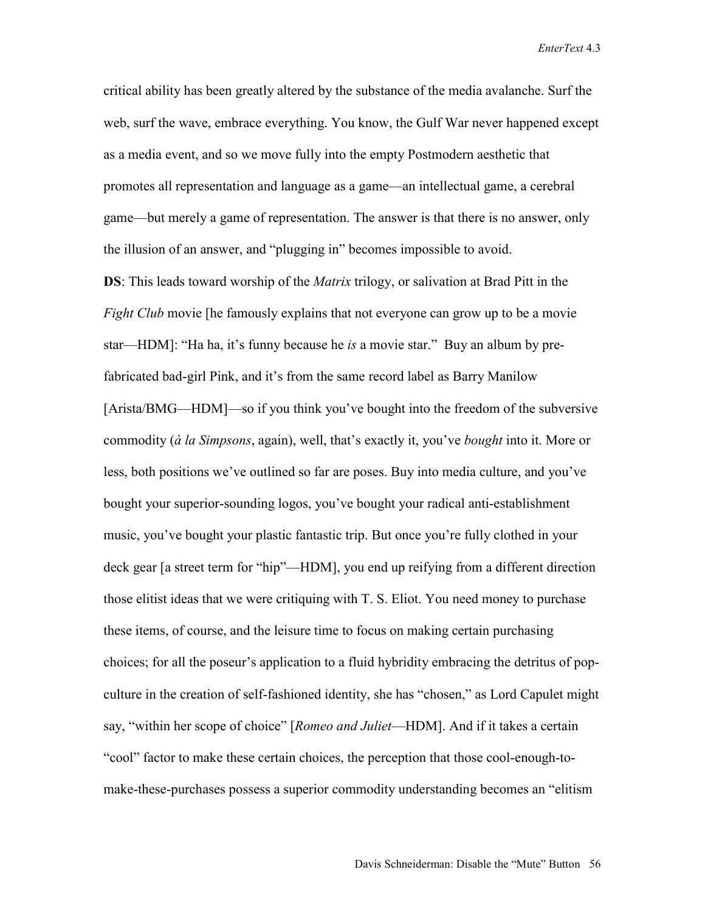critical ability has been greatly altered by the substance of the media avalanche. Surf the web, surf the wave, embrace everything. You know, the Gulf War never happened except as a media event, and so we move fully into the empty Postmodern aesthetic that promotes all representation and language as a game—an intellectual game, a cerebral game—but merely a game of representation. The answer is that there is no answer, only the illusion of an answer, and "plugging in" becomes impossible to avoid.

**DS**: This leads toward worship of the *Matrix* trilogy, or salivation at Brad Pitt in the *Fight Club* movie [he famously explains that not everyone can grow up to be a movie star—HDM]: "Ha ha, it's funny because he *is* a movie star." Buy an album by pre-fabricated bad-girl Pink, and it's from the same record label as Barry Manilow [Arista/BMG—HDM]—so if you think you've bought into the freedom of the subversive commodity (*à la Simpsons*, again), well, that's exactly it, you've *bought* into it. More or less, both positions we've outlined so far are poses. Buy into media culture, and you've bought your superior-sounding logos, you've bought your radical anti-establishment music, you've bought your plastic fantastic trip. But once you're fully clothed in your deck gear [a street term for "hip"—HDM], you end up reifying from a different direction those elitist ideas that we were critiquing with T. S. Eliot. You need money to purchase these items, of course, and the leisure time to focus on making certain purchasing choices; for all the poseur's application to a fluid hybridity embracing the detritus of pop-culture in the creation of self-fashioned identity, she has "chosen," as Lord Capulet might say, "within her scope of choice" [*Romeo and Juliet*—HDM]. And if it takes a certain "cool" factor to make these certain choices, the perception that those cool-enough-to-make-these-purchases possess a superior commodity understanding becomes an "elitism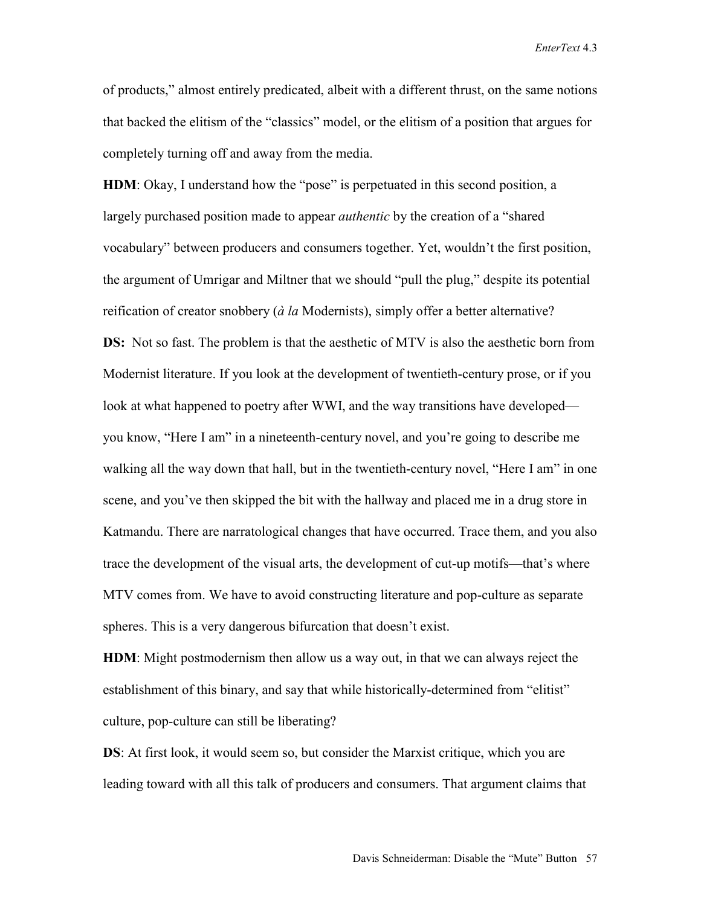of products," almost entirely predicated, albeit with a different thrust, on the same notions that backed the elitism of the "classics" model, or the elitism of a position that argues for completely turning off and away from the media.

**HDM**: Okay, I understand how the "pose" is perpetuated in this second position, a largely purchased position made to appear *authentic* by the creation of a "shared vocabulary" between producers and consumers together. Yet, wouldn't the first position, the argument of Umrigar and Miltner that we should "pull the plug," despite its potential reification of creator snobbery (*à la* Modernists), simply offer a better alternative?

**DS:** Not so fast. The problem is that the aesthetic of MTV is also the aesthetic born from Modernist literature. If you look at the development of twentieth-century prose, or if you look at what happened to poetry after WWI, and the way transitions have developed—you know, "Here I am" in a nineteenth-century novel, and you're going to describe me walking all the way down that hall, but in the twentieth-century novel, "Here I am" in one scene, and you've then skipped the bit with the hallway and placed me in a drug store in Katmandu. There are narratological changes that have occurred. Trace them, and you also trace the development of the visual arts, the development of cut-up motifs—that's where MTV comes from. We have to avoid constructing literature and pop-culture as separate spheres. This is a very dangerous bifurcation that doesn't exist.

**HDM**: Might postmodernism then allow us a way out, in that we can always reject the establishment of this binary, and say that while historically-determined from "elitist" culture, pop-culture can still be liberating?

**DS**: At first look, it would seem so, but consider the Marxist critique, which you are leading toward with all this talk of producers and consumers. That argument claims that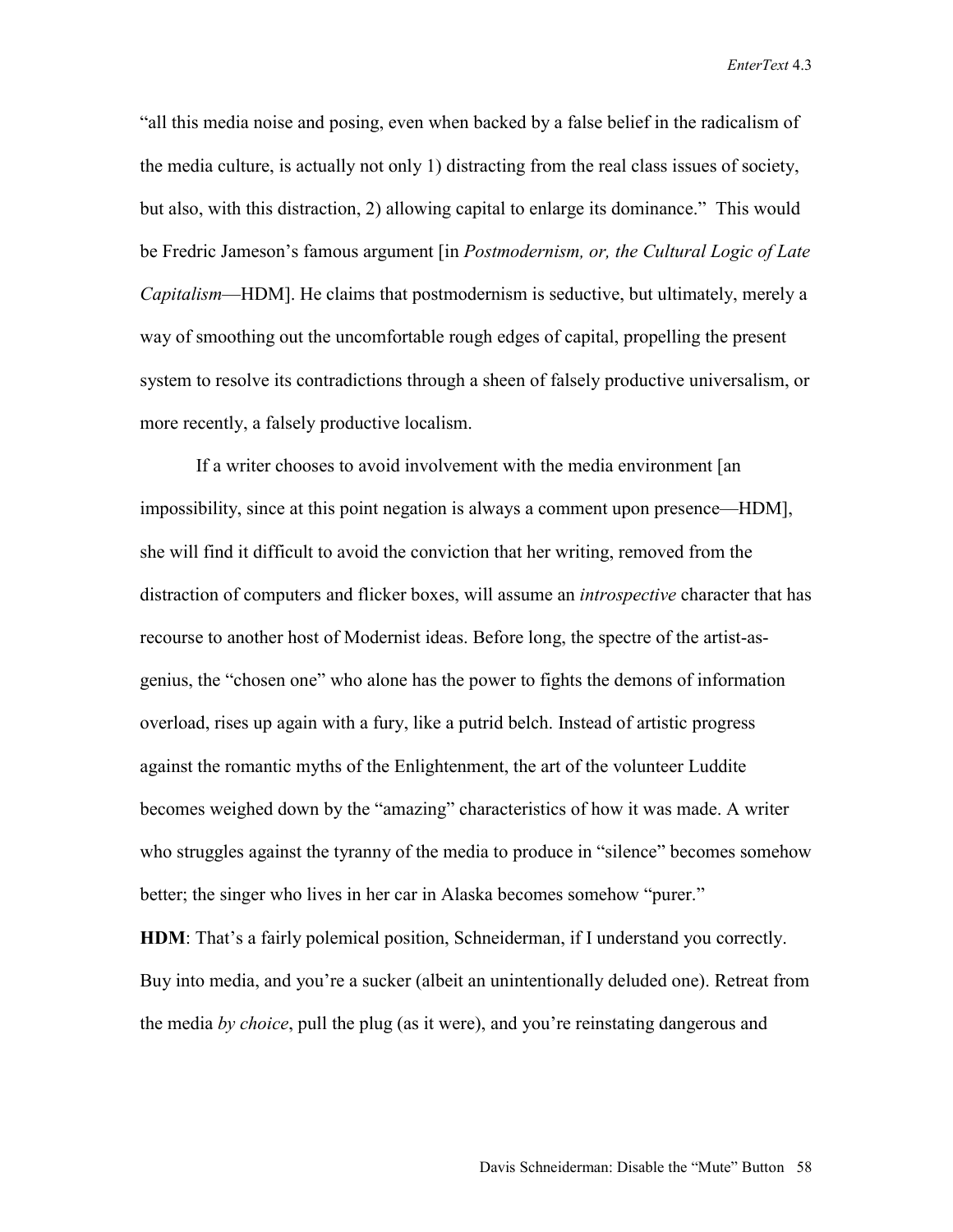"all this media noise and posing, even when backed by a false belief in the radicalism of the media culture, is actually not only 1) distracting from the real class issues of society, but also, with this distraction, 2) allowing capital to enlarge its dominance." This would be Fredric Jameson's famous argument [in *Postmodernism, or, the Cultural Logic of Late Capitalism*—HDM]. He claims that postmodernism is seductive, but ultimately, merely a way of smoothing out the uncomfortable rough edges of capital, propelling the present system to resolve its contradictions through a sheen of falsely productive universalism, or more recently, a falsely productive localism.

If a writer chooses to avoid involvement with the media environment [an impossibility, since at this point negation is always a comment upon presence—HDM], she will find it difficult to avoid the conviction that her writing, removed from the distraction of computers and flicker boxes, will assume an *introspective* character that has recourse to another host of Modernist ideas. Before long, the spectre of the artist-as-genius, the "chosen one" who alone has the power to fights the demons of information overload, rises up again with a fury, like a putrid belch. Instead of artistic progress against the romantic myths of the Enlightenment, the art of the volunteer Luddite becomes weighed down by the "amazing" characteristics of how it was made. A writer who struggles against the tyranny of the media to produce in "silence" becomes somehow better; the singer who lives in her car in Alaska becomes somehow "purer."

**HDM**: That's a fairly polemical position, Schneiderman, if I understand you correctly. Buy into media, and you're a sucker (albeit an unintentionally deluded one). Retreat from the media *by choice*, pull the plug (as it were), and you're reinstating dangerous and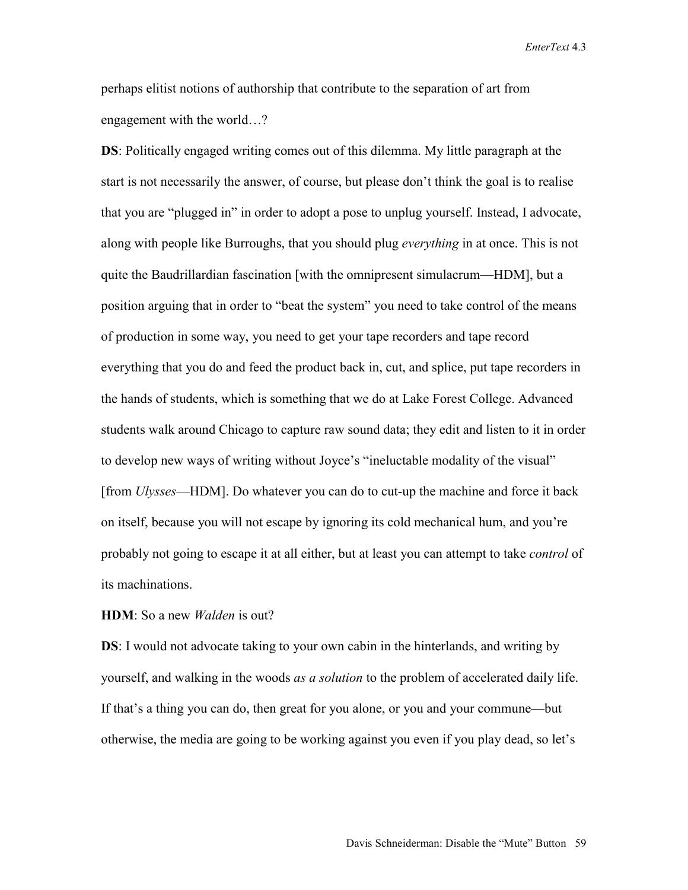perhaps elitist notions of authorship that contribute to the separation of art from engagement with the world…?

**DS**: Politically engaged writing comes out of this dilemma. My little paragraph at the start is not necessarily the answer, of course, but please don't think the goal is to realise that you are "plugged in" in order to adopt a pose to unplug yourself. Instead, I advocate, along with people like Burroughs, that you should plug *everything* in at once. This is not quite the Baudrillardian fascination [with the omnipresent simulacrum—HDM], but a position arguing that in order to "beat the system" you need to take control of the means of production in some way, you need to get your tape recorders and tape record everything that you do and feed the product back in, cut, and splice, put tape recorders in the hands of students, which is something that we do at Lake Forest College. Advanced students walk around Chicago to capture raw sound data; they edit and listen to it in order to develop new ways of writing without Joyce's "ineluctable modality of the visual" [from *Ulysses*—HDM]. Do whatever you can do to cut-up the machine and force it back on itself, because you will not escape by ignoring its cold mechanical hum, and you're probably not going to escape it at all either, but at least you can attempt to take *control* of its machinations.

**HDM**: So a new *Walden* is out?

**DS**: I would not advocate taking to your own cabin in the hinterlands, and writing by yourself, and walking in the woods *as a solution* to the problem of accelerated daily life. If that's a thing you can do, then great for you alone, or you and your commune—but otherwise, the media are going to be working against you even if you play dead, so let's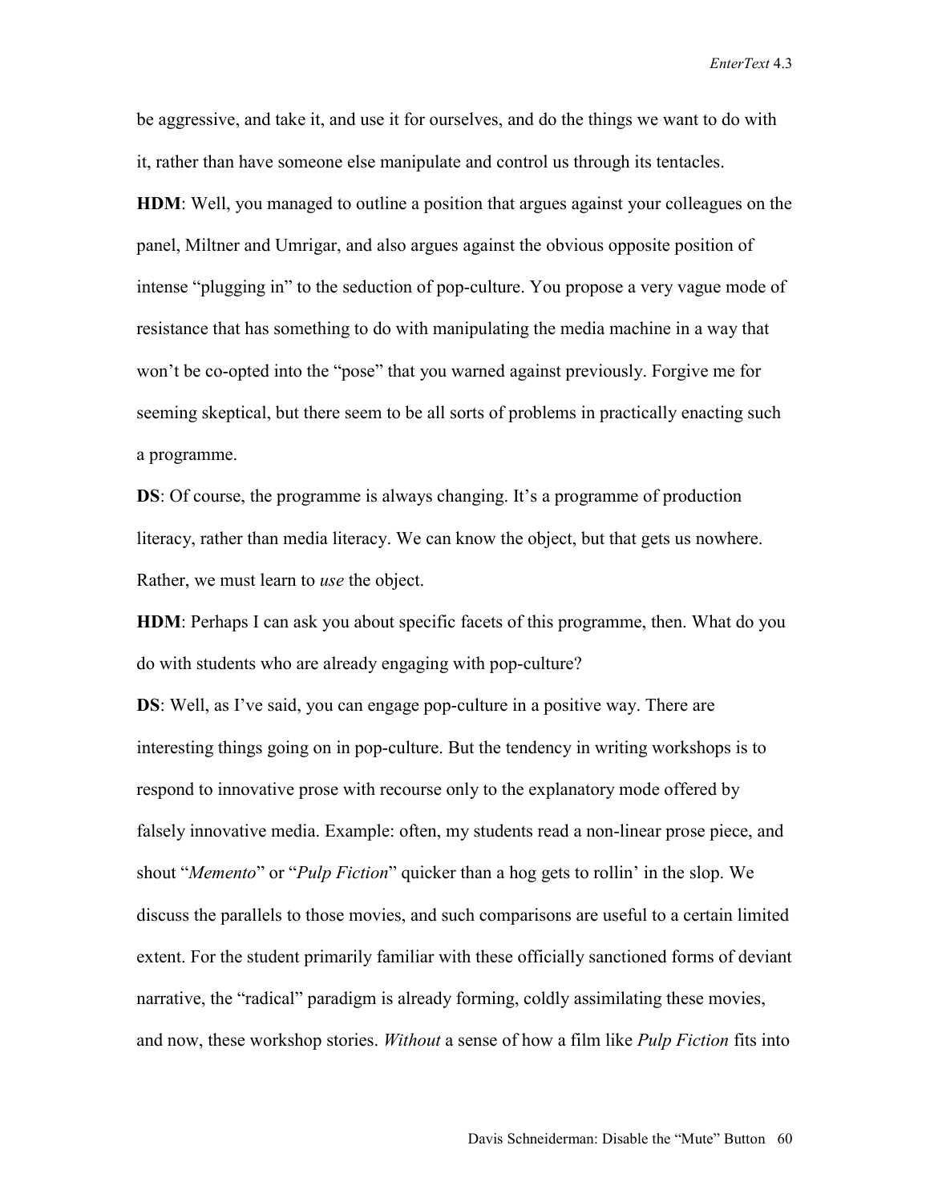be aggressive, and take it, and use it for ourselves, and do the things we want to do with it, rather than have someone else manipulate and control us through its tentacles.

**HDM**: Well, you managed to outline a position that argues against your colleagues on the panel, Miltner and Umrigar, and also argues against the obvious opposite position of intense "plugging in" to the seduction of pop-culture. You propose a very vague mode of resistance that has something to do with manipulating the media machine in a way that won't be co-opted into the "pose" that you warned against previously. Forgive me for seeming skeptical, but there seem to be all sorts of problems in practically enacting such a programme.

**DS**: Of course, the programme is always changing. It's a programme of production literacy, rather than media literacy. We can know the object, but that gets us nowhere. Rather, we must learn to *use* the object.

**HDM**: Perhaps I can ask you about specific facets of this programme, then. What do you do with students who are already engaging with pop-culture?

**DS**: Well, as I've said, you can engage pop-culture in a positive way. There are interesting things going on in pop-culture. But the tendency in writing workshops is to respond to innovative prose with recourse only to the explanatory mode offered by falsely innovative media. Example: often, my students read a non-linear prose piece, and shout "*Memento*" or "*Pulp Fiction*" quicker than a hog gets to rollin' in the slop. We discuss the parallels to those movies, and such comparisons are useful to a certain limited extent. For the student primarily familiar with these officially sanctioned forms of deviant narrative, the "radical" paradigm is already forming, coldly assimilating these movies, and now, these workshop stories. *Without* a sense of how a film like *Pulp Fiction* fits into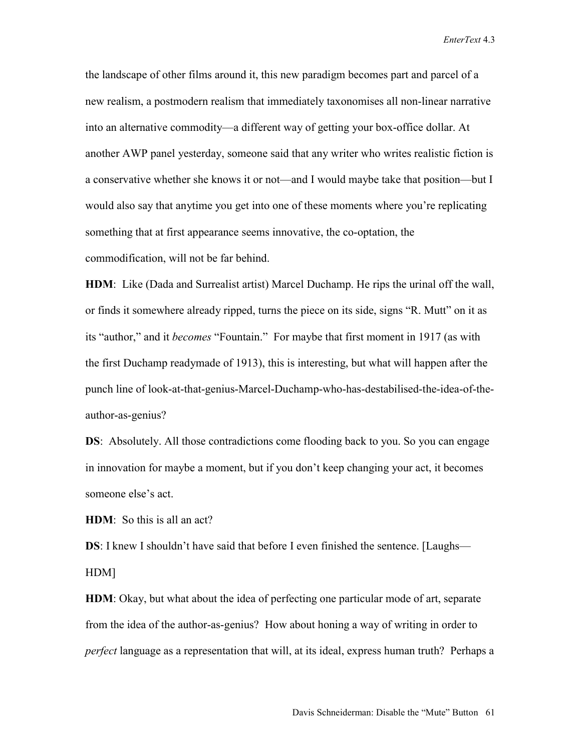the landscape of other films around it, this new paradigm becomes part and parcel of a new realism, a postmodern realism that immediately taxonomises all non-linear narrative into an alternative commodity—a different way of getting your box-office dollar. At another AWP panel yesterday, someone said that any writer who writes realistic fiction is a conservative whether she knows it or not—and I would maybe take that position—but I would also say that anytime you get into one of these moments where you're replicating something that at first appearance seems innovative, the co-optation, the commodification, will not be far behind.

**HDM**: Like (Dada and Surrealist artist) Marcel Duchamp. He rips the urinal off the wall, or finds it somewhere already ripped, turns the piece on its side, signs "R. Mutt" on it as its "author," and it *becomes* "Fountain." For maybe that first moment in 1917 (as with the first Duchamp readymade of 1913), this is interesting, but what will happen after the punch line of look-at-that-genius-Marcel-Duchamp-who-has-destabilised-the-idea-of-the-author-as-genius?

**DS**: Absolutely. All those contradictions come flooding back to you. So you can engage in innovation for maybe a moment, but if you don't keep changing your act, it becomes someone else's act.

**HDM**: So this is all an act?

**DS**: I knew I shouldn't have said that before I even finished the sentence. [Laughs—HDM]

**HDM**: Okay, but what about the idea of perfecting one particular mode of art, separate from the idea of the author-as-genius? How about honing a way of writing in order to *perfect* language as a representation that will, at its ideal, express human truth? Perhaps a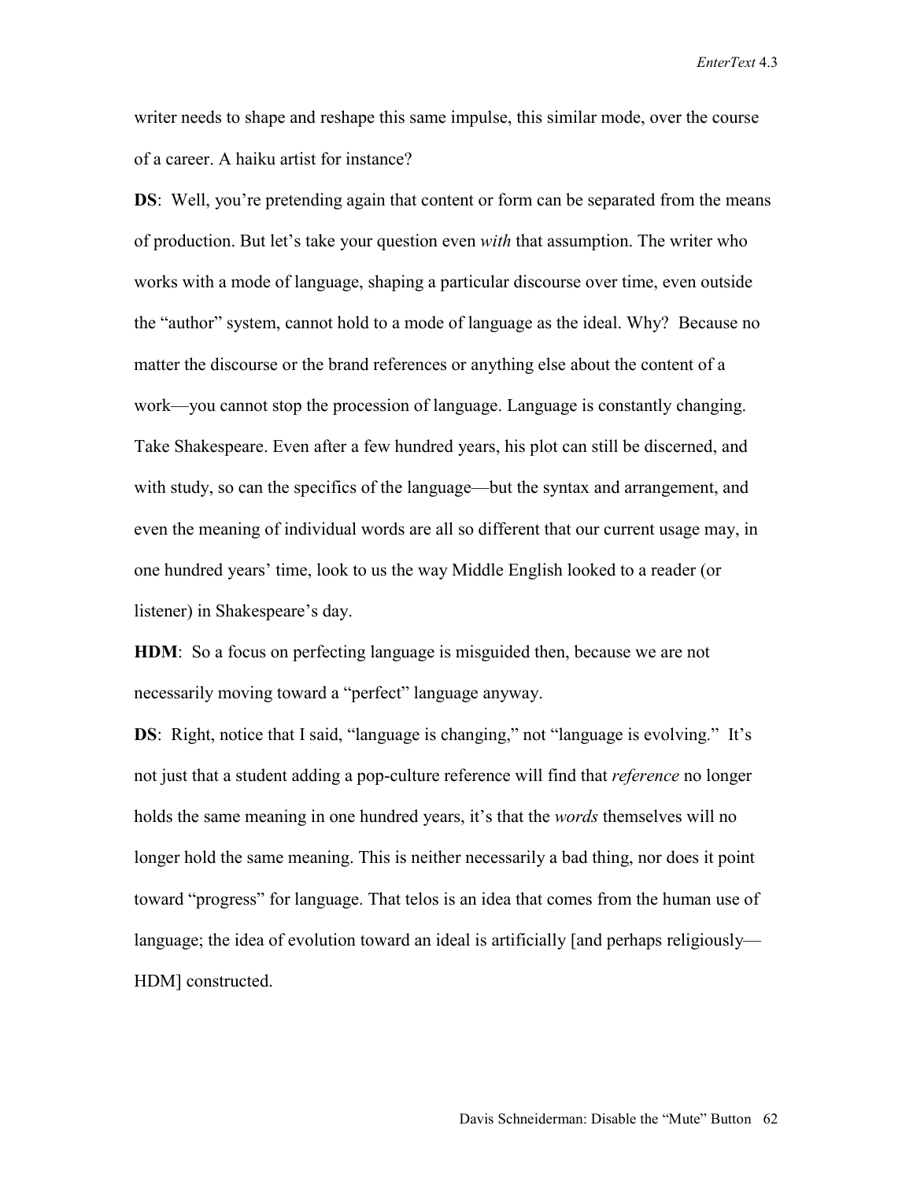writer needs to shape and reshape this same impulse, this similar mode, over the course of a career. A haiku artist for instance?

**DS**: Well, you're pretending again that content or form can be separated from the means of production. But let's take your question even *with* that assumption. The writer who works with a mode of language, shaping a particular discourse over time, even outside the "author" system, cannot hold to a mode of language as the ideal. Why? Because no matter the discourse or the brand references or anything else about the content of a work—you cannot stop the procession of language. Language is constantly changing. Take Shakespeare. Even after a few hundred years, his plot can still be discerned, and with study, so can the specifics of the language—but the syntax and arrangement, and even the meaning of individual words are all so different that our current usage may, in one hundred years' time, look to us the way Middle English looked to a reader (or listener) in Shakespeare's day.

**HDM**: So a focus on perfecting language is misguided then, because we are not necessarily moving toward a "perfect" language anyway.

**DS**: Right, notice that I said, "language is changing," not "language is evolving." It's not just that a student adding a pop-culture reference will find that *reference* no longer holds the same meaning in one hundred years, it's that the *words* themselves will no longer hold the same meaning. This is neither necessarily a bad thing, nor does it point toward "progress" for language. That telos is an idea that comes from the human use of language; the idea of evolution toward an ideal is artificially [and perhaps religiously—HDM] constructed.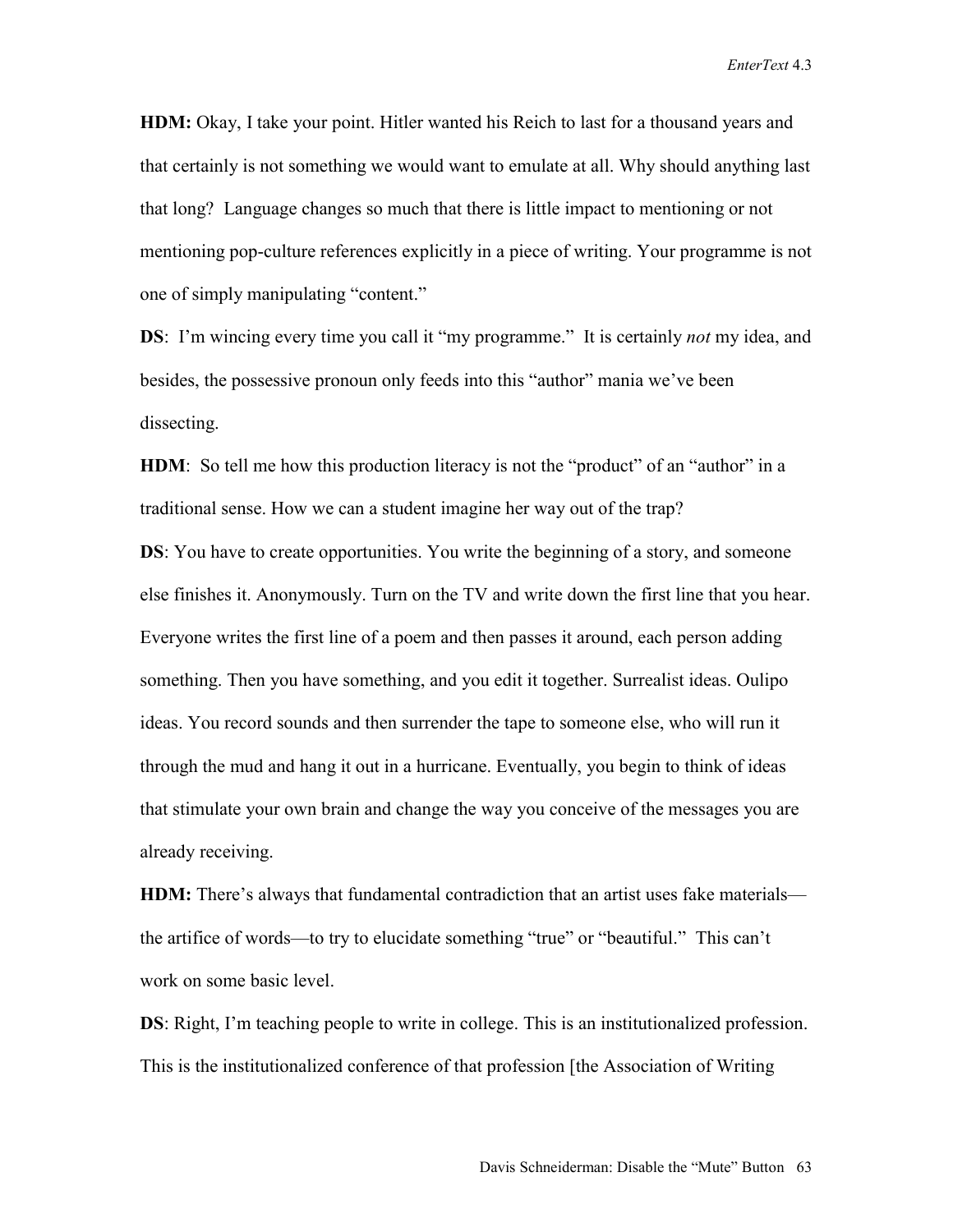**HDM:** Okay, I take your point. Hitler wanted his Reich to last for a thousand years and that certainly is not something we would want to emulate at all. Why should anything last that long? Language changes so much that there is little impact to mentioning or not mentioning pop-culture references explicitly in a piece of writing. Your programme is not one of simply manipulating "content."

**DS**: I'm wincing every time you call it "my programme." It is certainly *not* my idea, and besides, the possessive pronoun only feeds into this "author" mania we've been dissecting.

**HDM**: So tell me how this production literacy is not the "product" of an "author" in a traditional sense. How we can a student imagine her way out of the trap?

**DS**: You have to create opportunities. You write the beginning of a story, and someone else finishes it. Anonymously. Turn on the TV and write down the first line that you hear. Everyone writes the first line of a poem and then passes it around, each person adding something. Then you have something, and you edit it together. Surrealist ideas. Oulipo ideas. You record sounds and then surrender the tape to someone else, who will run it through the mud and hang it out in a hurricane. Eventually, you begin to think of ideas that stimulate your own brain and change the way you conceive of the messages you are already receiving.

**HDM:** There's always that fundamental contradiction that an artist uses fake materials—the artifice of words—to try to elucidate something "true" or "beautiful." This can't work on some basic level.

**DS**: Right, I'm teaching people to write in college. This is an institutionalized profession. This is the institutionalized conference of that profession [the Association of Writing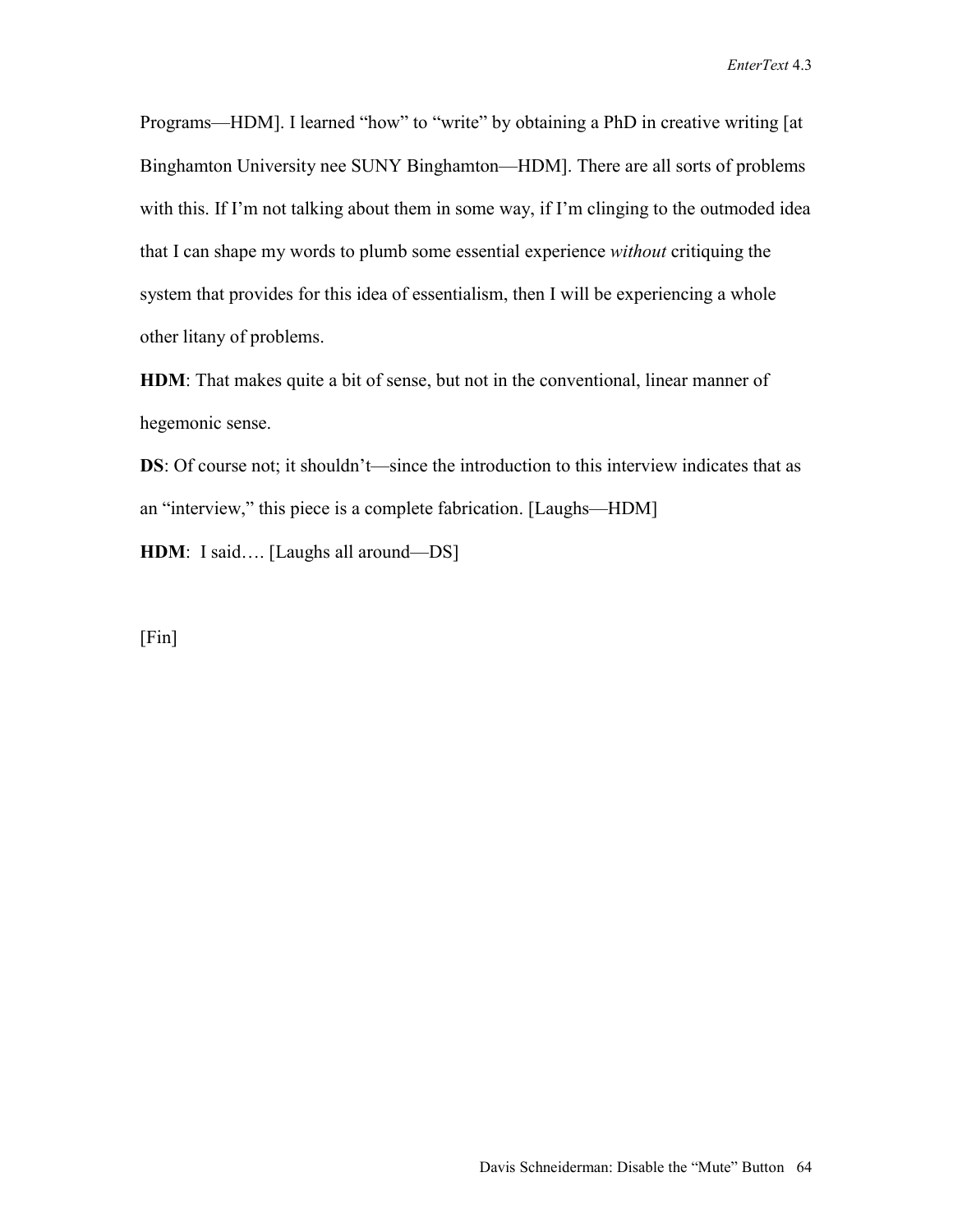Programs—HDM]. I learned "how" to "write" by obtaining a PhD in creative writing [at Binghamton University nee SUNY Binghamton—HDM]. There are all sorts of problems with this. If I'm not talking about them in some way, if I'm clinging to the outmoded idea that I can shape my words to plumb some essential experience *without* critiquing the system that provides for this idea of essentialism, then I will be experiencing a whole other litany of problems.

**HDM**: That makes quite a bit of sense, but not in the conventional, linear manner of hegemonic sense.

**DS**: Of course not; it shouldn't—since the introduction to this interview indicates that as an "interview," this piece is a complete fabrication. [Laughs—HDM]

**HDM**: I said…. [Laughs all around—DS]

[Fin]